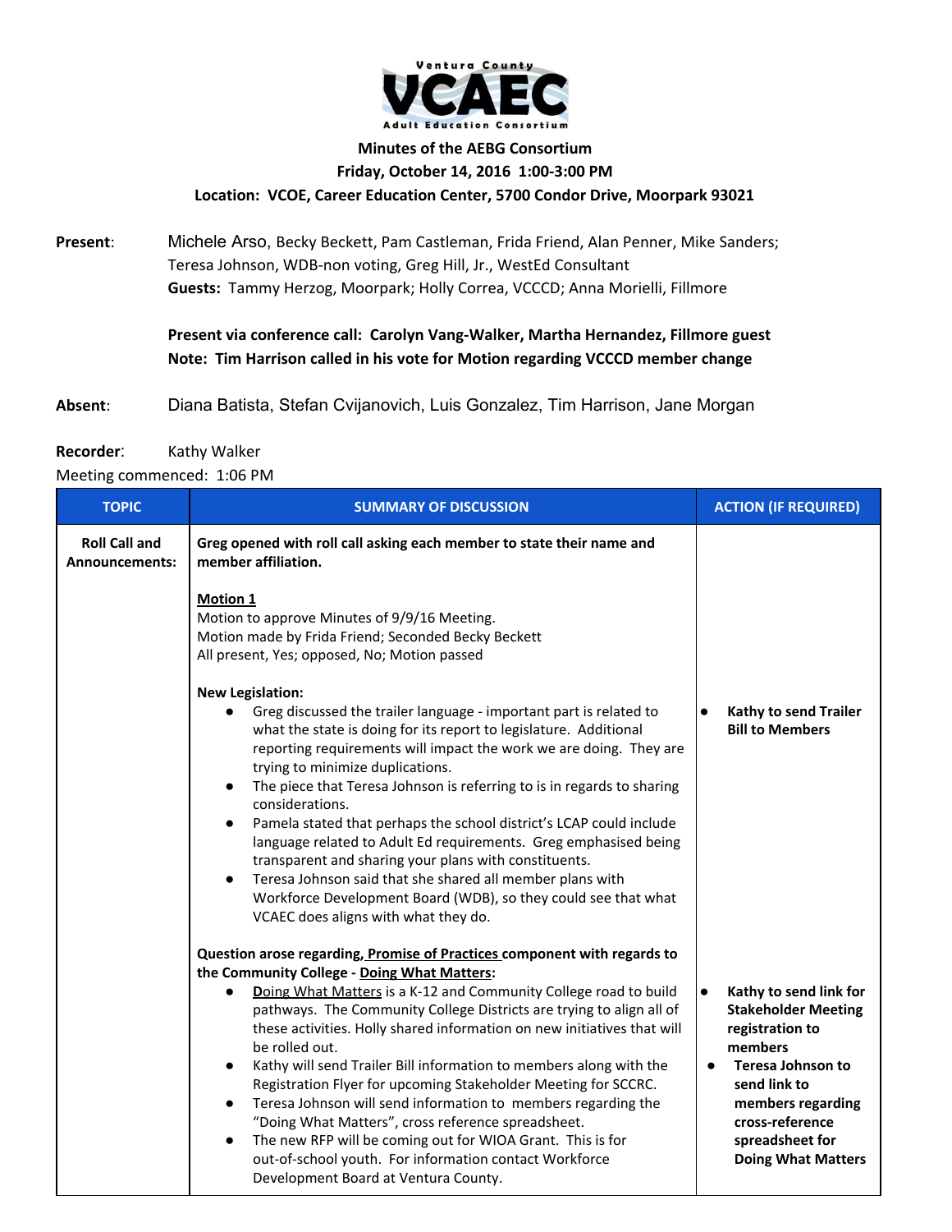**Ventura County VCAEC Adult Education Consortium**

**Minutes of the AEBG Consortium**

**Friday, October 14, 2016 1:00-3:00 PM**

**Location: VCOE, Career Education Center, 5700 Condor Drive, Moorpark 93021**

**Present**: Michele Arso, Becky Beckett, Pam Castleman, Frida Friend, Alan Penner, Mike Sanders; Teresa Johnson, WDB-non voting, Greg Hill, Jr., WestEd Consultant

**Guests:** Tammy Herzog, Moorpark; Holly Correa, VCCCD; Anna Morielli, Fillmore

**Present via conference call: Carolyn Vang-Walker, Martha Hernandez, Fillmore guest**

**Note: Tim Harrison called in his vote for Motion regarding VCCCD member change**

**Absent**: Diana Batista, Stefan Cvijanovich, Luis Gonzalez, Tim Harrison, Jane Morgan

**Recorder**: Kathy Walker

Meeting commenced: 1:06 PM

| TOPIC | SUMMARY OF DISCUSSION | ACTION (IF REQUIRED) |
|---|---|---|
| **Roll Call and Announcements:** | **Greg opened with roll call asking each member to state their name and member affiliation.**<br><br>**<u>Motion 1</u>**<br>Motion to approve Minutes of 9/9/16 Meeting.<br>Motion made by Frida Friend; Seconded Becky Beckett<br>All present, Yes; opposed, No; Motion passed<br><br>**New Legislation:**<br>• Greg discussed the trailer language - important part is related to what the state is doing for its report to legislature. Additional reporting requirements will impact the work we are doing. They are trying to minimize duplications.<br>• The piece that Teresa Johnson is referring to is in regards to sharing considerations.<br>• Pamela stated that perhaps the school district's LCAP could include language related to Adult Ed requirements. Greg emphasised being transparent and sharing your plans with constituents.<br>• Teresa Johnson said that she shared all member plans with Workforce Development Board (WDB), so they could see that what VCAEC does aligns with what they do.<br><br>**Question arose regarding, <u>Promise of Practices</u> component with regards to the Community College - <u>Doing What Matters</u>:**<br>• <u>Doing What Matters</u> is a K-12 and Community College road to build pathways. The Community College Districts are trying to align all of these activities. Holly shared information on new initiatives that will be rolled out.<br>• Kathy will send Trailer Bill information to members along with the Registration Flyer for upcoming Stakeholder Meeting for SCCRC.<br>• Teresa Johnson will send information to members regarding the "Doing What Matters", cross reference spreadsheet.<br>• The new RFP will be coming out for WIOA Grant. This is for out-of-school youth. For information contact Workforce Development Board at Ventura County. | • **Kathy to send Trailer Bill to Members**<br><br>• **Kathy to send link for Stakeholder Meeting registration to members**<br>• **Teresa Johnson to send link to members regarding cross-reference spreadsheet for Doing What Matters** |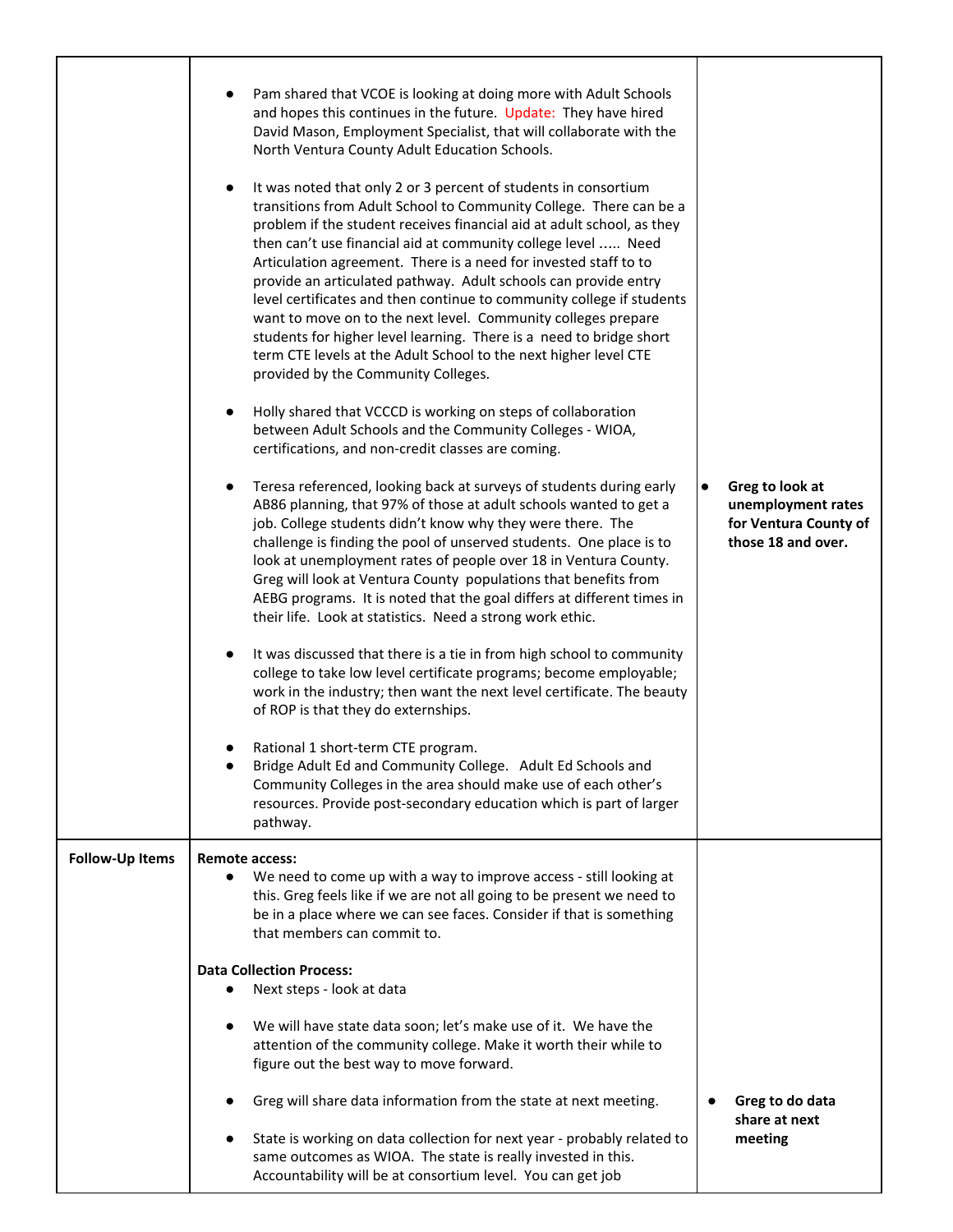| | | |
|---|---|---|
| | • Pam shared that VCOE is looking at doing more with Adult Schools and hopes this continues in the future. Update: They have hired David Mason, Employment Specialist, that will collaborate with the North Ventura County Adult Education Schools.<br><br>• It was noted that only 2 or 3 percent of students in consortium transitions from Adult School to Community College. There can be a problem if the student receives financial aid at adult school, as they then can't use financial aid at community college level ..... Need Articulation agreement. There is a need for invested staff to to provide an articulated pathway. Adult schools can provide entry level certificates and then continue to community college if students want to move on to the next level. Community colleges prepare students for higher level learning. There is a need to bridge short term CTE levels at the Adult School to the next higher level CTE provided by the Community Colleges.<br><br>• Holly shared that VCCCD is working on steps of collaboration between Adult Schools and the Community Colleges - WIOA, certifications, and non-credit classes are coming.<br><br>• Teresa referenced, looking back at surveys of students during early AB86 planning, that 97% of those at adult schools wanted to get a job. College students didn't know why they were there. The challenge is finding the pool of unserved students. One place is to look at unemployment rates of people over 18 in Ventura County. Greg will look at Ventura County populations that benefits from AEBG programs. It is noted that the goal differs at different times in their life. Look at statistics. Need a strong work ethic.<br><br>• It was discussed that there is a tie in from high school to community college to take low level certificate programs; become employable; work in the industry; then want the next level certificate. The beauty of ROP is that they do externships.<br><br>• Rational 1 short-term CTE program.<br>• Bridge Adult Ed and Community College. Adult Ed Schools and Community Colleges in the area should make use of each other's resources. Provide post-secondary education which is part of larger pathway. | • **Greg to look at unemployment rates for Ventura County of those 18 and over.** |
| **Follow-Up Items** | **Remote access:**<br>• We need to come up with a way to improve access - still looking at this. Greg feels like if we are not all going to be present we need to be in a place where we can see faces. Consider if that is something that members can commit to.<br><br>**Data Collection Process:**<br>• Next steps - look at data<br><br>• We will have state data soon; let's make use of it. We have the attention of the community college. Make it worth their while to figure out the best way to move forward.<br><br>• Greg will share data information from the state at next meeting.<br><br>• State is working on data collection for next year - probably related to same outcomes as WIOA. The state is really invested in this. Accountability will be at consortium level. You can get job | • **Greg to do data share at next meeting** |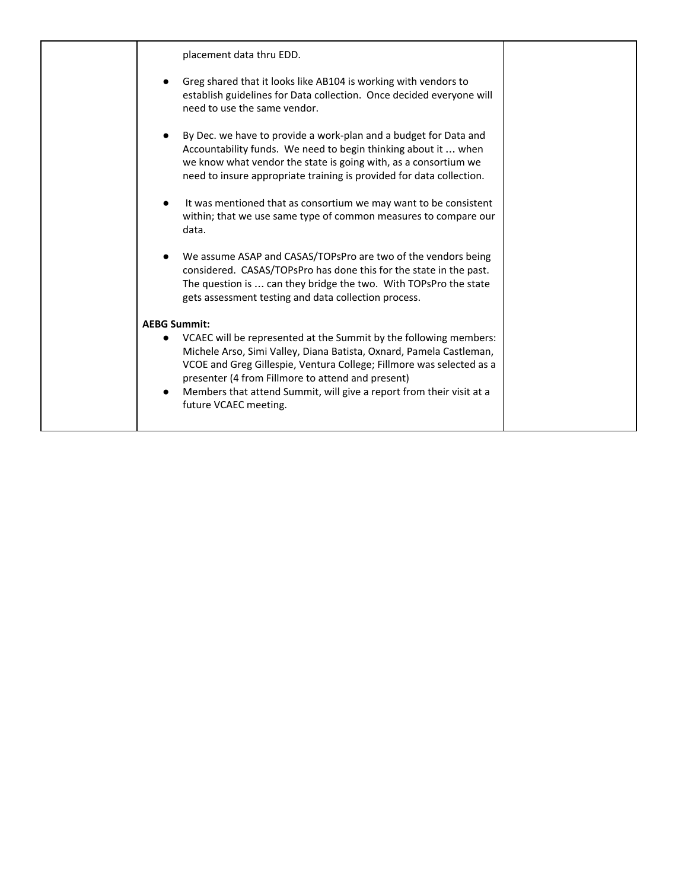| | | | |
|---|---|---|---|
| | placement data thru EDD.<br><br>● Greg shared that it looks like AB104 is working with vendors to establish guidelines for Data collection. Once decided everyone will need to use the same vendor.<br><br>● By Dec. we have to provide a work-plan and a budget for Data and Accountability funds. We need to begin thinking about it … when we know what vendor the state is going with, as a consortium we need to insure appropriate training is provided for data collection.<br><br>● It was mentioned that as consortium we may want to be consistent within; that we use same type of common measures to compare our data.<br><br>● We assume ASAP and CASAS/TOPsPro are two of the vendors being considered. CASAS/TOPsPro has done this for the state in the past. The question is … can they bridge the two. With TOPsPro the state gets assessment testing and data collection process.<br><br>**AEBG Summit:**<br>● VCAEC will be represented at the Summit by the following members: Michele Arso, Simi Valley, Diana Batista, Oxnard, Pamela Castleman, VCOE and Greg Gillespie, Ventura College; Fillmore was selected as a presenter (4 from Fillmore to attend and present)<br>● Members that attend Summit, will give a report from their visit at a future VCAEC meeting. | |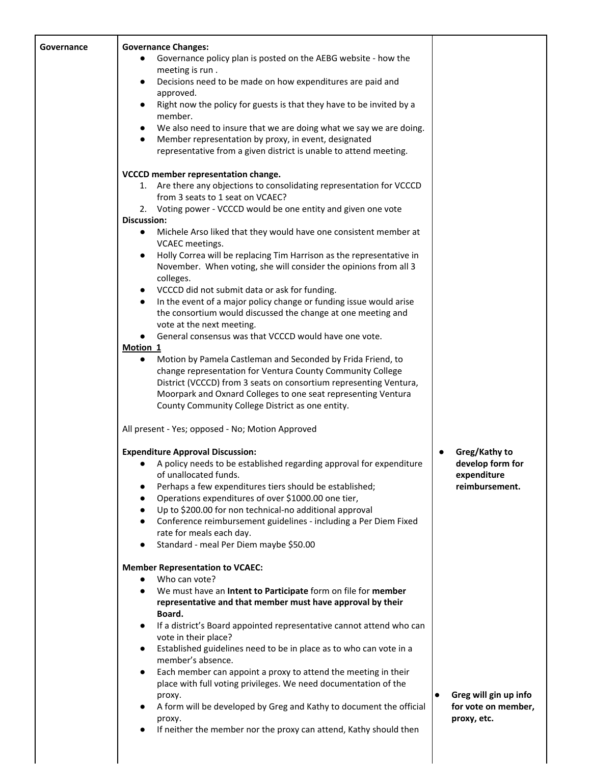| Governance | **Governance Changes:**<br>● Governance policy plan is posted on the AEBG website - how the meeting is run .<br>● Decisions need to be made on how expenditures are paid and approved.<br>● Right now the policy for guests is that they have to be invited by a member.<br>● We also need to insure that we are doing what we say we are doing.<br>● Member representation by proxy, in event, designated representative from a given district is unable to attend meeting.<br><br>**VCCCD member representation change.**<br>1. Are there any objections to consolidating representation for VCCCD from 3 seats to 1 seat on VCAEC?<br>2. Voting power - VCCCD would be one entity and given one vote<br>**Discussion:**<br>● Michele Arso liked that they would have one consistent member at VCAEC meetings.<br>● Holly Correa will be replacing Tim Harrison as the representative in November. When voting, she will consider the opinions from all 3 colleges.<br>● VCCCD did not submit data or ask for funding.<br>● In the event of a major policy change or funding issue would arise the consortium would discussed the change at one meeting and vote at the next meeting.<br>● General consensus was that VCCCD would have one vote.<br>**Motion 1**<br>● Motion by Pamela Castleman and Seconded by Frida Friend, to change representation for Ventura County Community College District (VCCCD) from 3 seats on consortium representing Ventura, Moorpark and Oxnard Colleges to one seat representing Ventura County Community College District as one entity.<br><br>All present - Yes; opposed - No; Motion Approved<br><br>**Expenditure Approval Discussion:**<br>● A policy needs to be established regarding approval for expenditure of unallocated funds.<br>● Perhaps a few expenditures tiers should be established;<br>● Operations expenditures of over $1000.00 one tier,<br>● Up to $200.00 for non technical-no additional approval<br>● Conference reimbursement guidelines - including a Per Diem Fixed rate for meals each day.<br>● Standard - meal Per Diem maybe $50.00<br><br>**Member Representation to VCAEC:**<br>● Who can vote?<br>● We must have an **Intent to Participate** form on file for **member representative and that member must have approval by their Board.**<br>● If a district's Board appointed representative cannot attend who can vote in their place?<br>● Established guidelines need to be in place as to who can vote in a member's absence.<br>● Each member can appoint a proxy to attend the meeting in their place with full voting privileges. We need documentation of the proxy.<br>● A form will be developed by Greg and Kathy to document the official proxy.<br>● If neither the member nor the proxy can attend, Kathy should then | ● **Greg/Kathy to develop form for expenditure reimbursement.**<br><br>● **Greg will gin up info for vote on member, proxy, etc.** |
|---|---|---|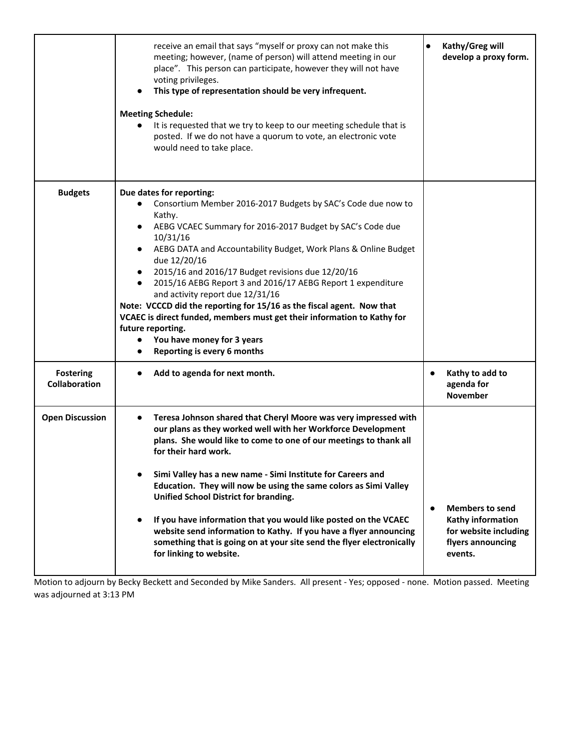| | | |
|---|---|---|
| | receive an email that says "myself or proxy can not make this meeting; however, (name of person) will attend meeting in our place". This person can participate, however they will not have voting privileges.<br>• **This type of representation should be very infrequent.**<br><br>**Meeting Schedule:**<br>• It is requested that we try to keep to our meeting schedule that is posted. If we do not have a quorum to vote, an electronic vote would need to take place. | • **Kathy/Greg will develop a proxy form.** |
| **Budgets** | **Due dates for reporting:**<br>• Consortium Member 2016-2017 Budgets by SAC's Code due now to Kathy.<br>• AEBG VCAEC Summary for 2016-2017 Budget by SAC's Code due 10/31/16<br>• AEBG DATA and Accountability Budget, Work Plans & Online Budget due 12/20/16<br>• 2015/16 and 2016/17 Budget revisions due 12/20/16<br>• 2015/16 AEBG Report 3 and 2016/17 AEBG Report 1 expenditure and activity report due 12/31/16<br>**Note: VCCCD did the reporting for 15/16 as the fiscal agent. Now that VCAEC is direct funded, members must get their information to Kathy for future reporting.**<br>• **You have money for 3 years**<br>• **Reporting is every 6 months** | |
| **Fostering Collaboration** | • **Add to agenda for next month.** | • **Kathy to add to agenda for November** |
| **Open Discussion** | • **Teresa Johnson shared that Cheryl Moore was very impressed with our plans as they worked well with her Workforce Development plans. She would like to come to one of our meetings to thank all for their hard work.**<br><br>• **Simi Valley has a new name - Simi Institute for Careers and Education. They will now be using the same colors as Simi Valley Unified School District for branding.**<br><br>• **If you have information that you would like posted on the VCAEC website send information to Kathy. If you have a flyer announcing something that is going on at your site send the flyer electronically for linking to website.** | • **Members to send Kathy information for website including flyers announcing events.** |

Motion to adjourn by Becky Beckett and Seconded by Mike Sanders. All present - Yes; opposed - none. Motion passed. Meeting was adjourned at 3:13 PM